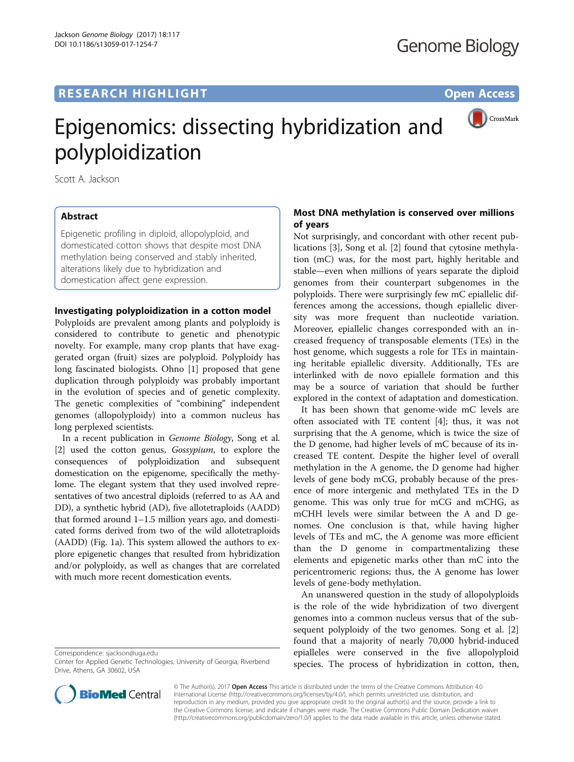RESEARCH HIGHLIGHT

Open Access

# Epigenomics: dissecting hybridization and polyploidization

Scott A. Jackson

## Abstract

Epigenetic profiling in diploid, allopolyploid, and domesticated cotton shows that despite most DNA methylation being conserved and stably inherited, alterations likely due to hybridization and domestication affect gene expression.

## Investigating polyploidization in a cotton model

Polyploids are prevalent among plants and polyploidy is considered to contribute to genetic and phenotypic novelty. For example, many crop plants that have exaggerated organ (fruit) sizes are polyploid. Polyploidy has long fascinated biologists. Ohno [1] proposed that gene duplication through polyploidy was probably important in the evolution of species and of genetic complexity. The genetic complexities of "combining" independent genomes (allopolyploidy) into a common nucleus has long perplexed scientists.

In a recent publication in *Genome Biology*, Song et al. [2] used the cotton genus, *Gossypium*, to explore the consequences of polyploidization and subsequent domestication on the epigenome, specifically the methylome. The elegant system that they used involved representatives of two ancestral diploids (referred to as AA and DD), a synthetic hybrid (AD), five allotetraploids (AADD) that formed around 1–1.5 million years ago, and domesticated forms derived from two of the wild allotetraploids (AADD) (Fig. 1a). This system allowed the authors to explore epigenetic changes that resulted from hybridization and/or polyploidy, as well as changes that are correlated with much more recent domestication events.

## Most DNA methylation is conserved over millions of years

Not surprisingly, and concordant with other recent publications [3], Song et al. [2] found that cytosine methylation (mC) was, for the most part, highly heritable and stable—even when millions of years separate the diploid genomes from their counterpart subgenomes in the polyploids. There were surprisingly few mC epiallelic differences among the accessions, though epiallelic diversity was more frequent than nucleotide variation. Moreover, epiallelic changes corresponded with an increased frequency of transposable elements (TEs) in the host genome, which suggests a role for TEs in maintaining heritable epiallelic diversity. Additionally, TEs are interlinked with de novo epiallele formation and this may be a source of variation that should be further explored in the context of adaptation and domestication.

It has been shown that genome-wide mC levels are often associated with TE content [4]; thus, it was not surprising that the A genome, which is twice the size of the D genome, had higher levels of mC because of its increased TE content. Despite the higher level of overall methylation in the A genome, the D genome had higher levels of gene body mCG, probably because of the presence of more intergenic and methylated TEs in the D genome. This was only true for mCG and mCHG, as mCHH levels were similar between the A and D genomes. One conclusion is that, while having higher levels of TEs and mC, the A genome was more efficient than the D genome in compartmentalizing these elements and epigenetic marks other than mC into the pericentromeric regions; thus, the A genome has lower levels of gene-body methylation.

An unanswered question in the study of allopolyploids is the role of the wide hybridization of two divergent genomes into a common nucleus versus that of the subsequent polyploidy of the two genomes. Song et al. [2] found that a majority of nearly 70,000 hybrid-induced epialleles were conserved in the five allopolyploid species. The process of hybridization in cotton, then,

Correspondence: sjackson@uga.edu
Center for Applied Genetic Technologies, University of Georgia, Riverbend Drive, Athens, GA 30602, USA

© The Author(s). 2017 **Open Access** This article is distributed under the terms of the Creative Commons Attribution 4.0 International License (http://creativecommons.org/licenses/by/4.0/), which permits unrestricted use, distribution, and reproduction in any medium, provided you give appropriate credit to the original author(s) and the source, provide a link to the Creative Commons license, and indicate if changes were made. The Creative Commons Public Domain Dedication waiver (http://creativecommons.org/publicdomain/zero/1.0/) applies to the data made available in this article, unless otherwise stated.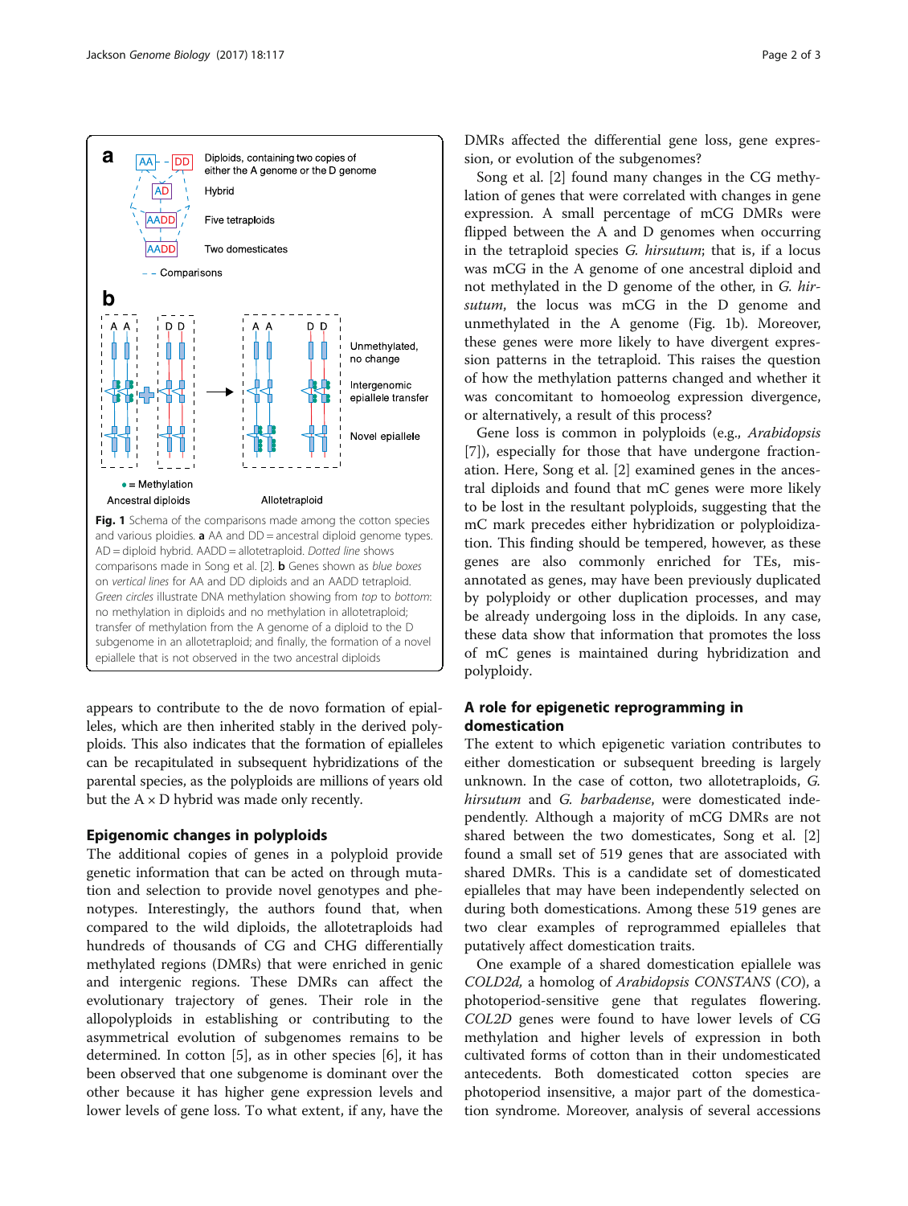a

AA DD Diploids, containing two copies of either the A genome or the D genome

AD Hybrid

AADD Five tetraploids

AADD Two domesticates

– – Comparisons

b

A A D D A A D D

Unmethylated, no change

Intergenomic epiallele transfer

Novel epiallele

● = Methylation

Ancestral diploids

Allotetraploid

**Fig. 1** Schema of the comparisons made among the cotton species and various ploidies. **a** AA and DD = ancestral diploid genome types. AD = diploid hybrid. AADD = allotetraploid. *Dotted line* shows comparisons made in Song et al. [2]. **b** Genes shown as *blue boxes* on *vertical lines* for AA and DD diploids and an AADD tetraploid. *Green circles* illustrate DNA methylation showing from *top* to *bottom*: no methylation in diploids and no methylation in allotetraploid; transfer of methylation from the A genome of a diploid to the D subgenome in an allotetraploid; and finally, the formation of a novel epiallele that is not observed in the two ancestral diploids

appears to contribute to the de novo formation of epialleles, which are then inherited stably in the derived polyploids. This also indicates that the formation of epialleles can be recapitulated in subsequent hybridizations of the parental species, as the polyploids are millions of years old but the A × D hybrid was made only recently.

## Epigenomic changes in polyploids

The additional copies of genes in a polyploid provide genetic information that can be acted on through mutation and selection to provide novel genotypes and phenotypes. Interestingly, the authors found that, when compared to the wild diploids, the allotetraploids had hundreds of thousands of CG and CHG differentially methylated regions (DMRs) that were enriched in genic and intergenic regions. These DMRs can affect the evolutionary trajectory of genes. Their role in the allopolyploids in establishing or contributing to the asymmetrical evolution of subgenomes remains to be determined. In cotton [5], as in other species [6], it has been observed that one subgenome is dominant over the other because it has higher gene expression levels and lower levels of gene loss. To what extent, if any, have the DMRs affected the differential gene loss, gene expression, or evolution of the subgenomes?

Song et al. [2] found many changes in the CG methylation of genes that were correlated with changes in gene expression. A small percentage of mCG DMRs were flipped between the A and D genomes when occurring in the tetraploid species *G. hirsutum*; that is, if a locus was mCG in the A genome of one ancestral diploid and not methylated in the D genome of the other, in *G. hirsutum*, the locus was mCG in the D genome and unmethylated in the A genome (Fig. 1b). Moreover, these genes were more likely to have divergent expression patterns in the tetraploid. This raises the question of how the methylation patterns changed and whether it was concomitant to homoeolog expression divergence, or alternatively, a result of this process?

Gene loss is common in polyploids (e.g., *Arabidopsis* [7]), especially for those that have undergone fractionation. Here, Song et al. [2] examined genes in the ancestral diploids and found that mC genes were more likely to be lost in the resultant polyploids, suggesting that the mC mark precedes either hybridization or polyploidization. This finding should be tempered, however, as these genes are also commonly enriched for TEs, misannotated as genes, may have been previously duplicated by polyploidy or other duplication processes, and may be already undergoing loss in the diploids. In any case, these data show that information that promotes the loss of mC genes is maintained during hybridization and polyploidy.

## A role for epigenetic reprogramming in domestication

The extent to which epigenetic variation contributes to either domestication or subsequent breeding is largely unknown. In the case of cotton, two allotetraploids, *G. hirsutum* and *G. barbadense*, were domesticated independently. Although a majority of mCG DMRs are not shared between the two domesticates, Song et al. [2] found a small set of 519 genes that are associated with shared DMRs. This is a candidate set of domesticated epialleles that may have been independently selected on during both domestications. Among these 519 genes are two clear examples of reprogrammed epialleles that putatively affect domestication traits.

One example of a shared domestication epiallele was *COLD2d*, a homolog of *Arabidopsis CONSTANS* (*CO*), a photoperiod-sensitive gene that regulates flowering. *COL2D* genes were found to have lower levels of CG methylation and higher levels of expression in both cultivated forms of cotton than in their undomesticated antecedents. Both domesticated cotton species are photoperiod insensitive, a major part of the domestication syndrome. Moreover, analysis of several accessions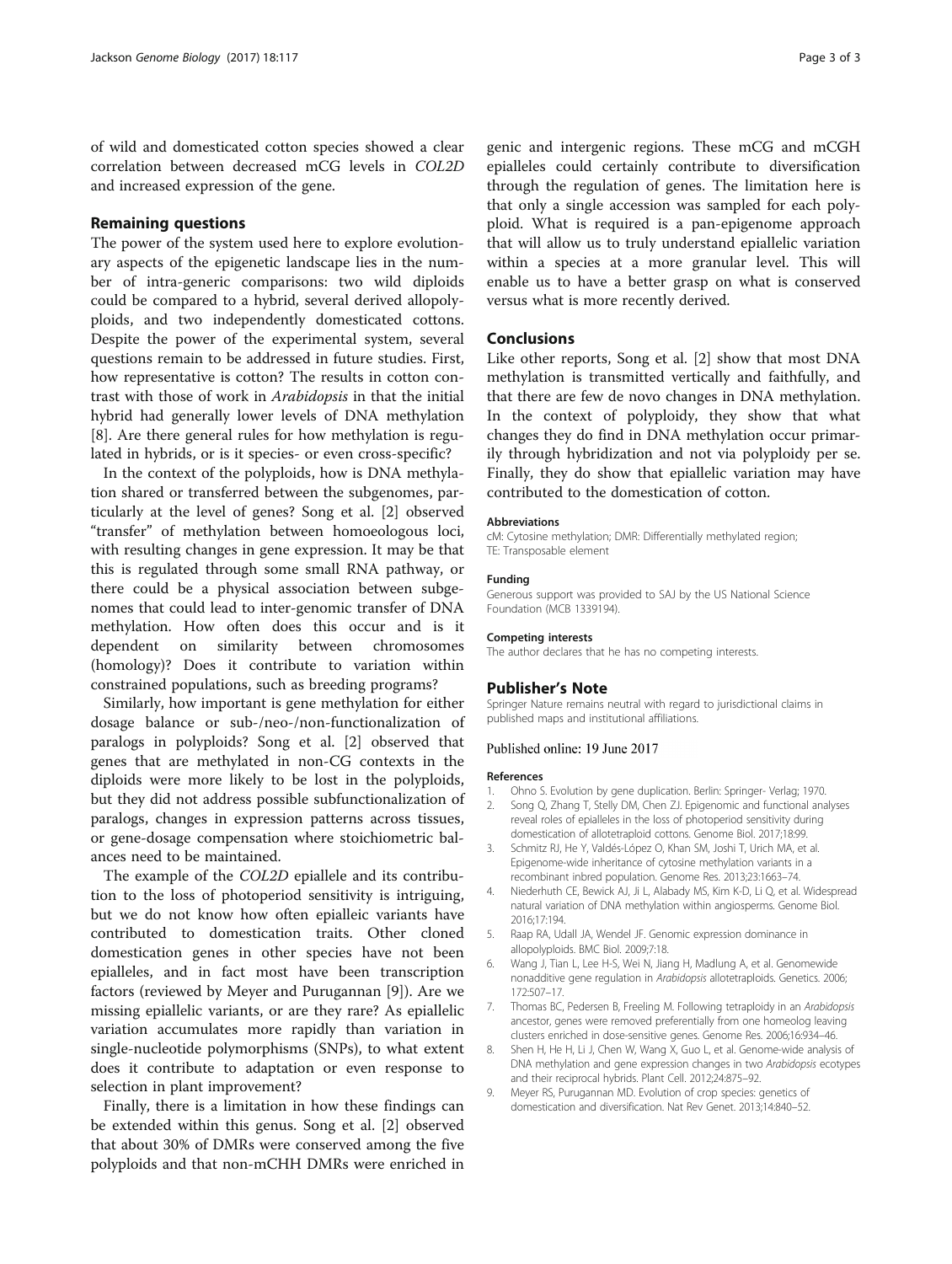of wild and domesticated cotton species showed a clear correlation between decreased mCG levels in *COL2D* and increased expression of the gene.

## Remaining questions

The power of the system used here to explore evolutionary aspects of the epigenetic landscape lies in the number of intra-generic comparisons: two wild diploids could be compared to a hybrid, several derived allopolyploids, and two independently domesticated cottons. Despite the power of the experimental system, several questions remain to be addressed in future studies. First, how representative is cotton? The results in cotton contrast with those of work in *Arabidopsis* in that the initial hybrid had generally lower levels of DNA methylation [8]. Are there general rules for how methylation is regulated in hybrids, or is it species- or even cross-specific?

In the context of the polyploids, how is DNA methylation shared or transferred between the subgenomes, particularly at the level of genes? Song et al. [2] observed "transfer" of methylation between homoeologous loci, with resulting changes in gene expression. It may be that this is regulated through some small RNA pathway, or there could be a physical association between subgenomes that could lead to inter-genomic transfer of DNA methylation. How often does this occur and is it dependent on similarity between chromosomes (homology)? Does it contribute to variation within constrained populations, such as breeding programs?

Similarly, how important is gene methylation for either dosage balance or sub-/neo-/non-functionalization of paralogs in polyploids? Song et al. [2] observed that genes that are methylated in non-CG contexts in the diploids were more likely to be lost in the polyploids, but they did not address possible subfunctionalization of paralogs, changes in expression patterns across tissues, or gene-dosage compensation where stoichiometric balances need to be maintained.

The example of the *COL2D* epiallele and its contribution to the loss of photoperiod sensitivity is intriguing, but we do not know how often epialleic variants have contributed to domestication traits. Other cloned domestication genes in other species have not been epialleles, and in fact most have been transcription factors (reviewed by Meyer and Purugannan [9]). Are we missing epiallelic variants, or are they rare? As epiallelic variation accumulates more rapidly than variation in single-nucleotide polymorphisms (SNPs), to what extent does it contribute to adaptation or even response to selection in plant improvement?

Finally, there is a limitation in how these findings can be extended within this genus. Song et al. [2] observed that about 30% of DMRs were conserved among the five polyploids and that non-mCHH DMRs were enriched in genic and intergenic regions. These mCG and mCGH epialleles could certainly contribute to diversification through the regulation of genes. The limitation here is that only a single accession was sampled for each polyploid. What is required is a pan-epigenome approach that will allow us to truly understand epiallelic variation within a species at a more granular level. This will enable us to have a better grasp on what is conserved versus what is more recently derived.

## Conclusions

Like other reports, Song et al. [2] show that most DNA methylation is transmitted vertically and faithfully, and that there are few de novo changes in DNA methylation. In the context of polyploidy, they show that what changes they do find in DNA methylation occur primarily through hybridization and not via polyploidy per se. Finally, they do show that epiallelic variation may have contributed to the domestication of cotton.

#### Abbreviations

cM: Cytosine methylation; DMR: Differentially methylated region; TE: Transposable element

#### Funding

Generous support was provided to SAJ by the US National Science Foundation (MCB 1339194).

#### Competing interests

The author declares that he has no competing interests.

### Publisher's Note

Springer Nature remains neutral with regard to jurisdictional claims in published maps and institutional affiliations.

Published online: 19 June 2017

#### References

1. Ohno S. Evolution by gene duplication. Berlin: Springer- Verlag; 1970.
2. Song Q, Zhang T, Stelly DM, Chen ZJ. Epigenomic and functional analyses reveal roles of epialleles in the loss of photoperiod sensitivity during domestication of allotetraploid cottons. Genome Biol. 2017;18:99.
3. Schmitz RJ, He Y, Valdés-López O, Khan SM, Joshi T, Urich MA, et al. Epigenome-wide inheritance of cytosine methylation variants in a recombinant inbred population. Genome Res. 2013;23:1663–74.
4. Niederhuth CE, Bewick AJ, Ji L, Alabady MS, Kim K-D, Li Q, et al. Widespread natural variation of DNA methylation within angiosperms. Genome Biol. 2016;17:194.
5. Raap RA, Udall JA, Wendel JF. Genomic expression dominance in allopolyploids. BMC Biol. 2009;7:18.
6. Wang J, Tian L, Lee H-S, Wei N, Jiang H, Madlung A, et al. Genomewide nonadditive gene regulation in *Arabidopsis* allotetraploids. Genetics. 2006; 172:507–17.
7. Thomas BC, Pedersen B, Freeling M. Following tetraploidy in an *Arabidopsis* ancestor, genes were removed preferentially from one homeolog leaving clusters enriched in dose-sensitive genes. Genome Res. 2006;16:934–46.
8. Shen H, He H, Li J, Chen W, Wang X, Guo L, et al. Genome-wide analysis of DNA methylation and gene expression changes in two *Arabidopsis* ecotypes and their reciprocal hybrids. Plant Cell. 2012;24:875–92.
9. Meyer RS, Purugannan MD. Evolution of crop species: genetics of domestication and diversification. Nat Rev Genet. 2013;14:840–52.